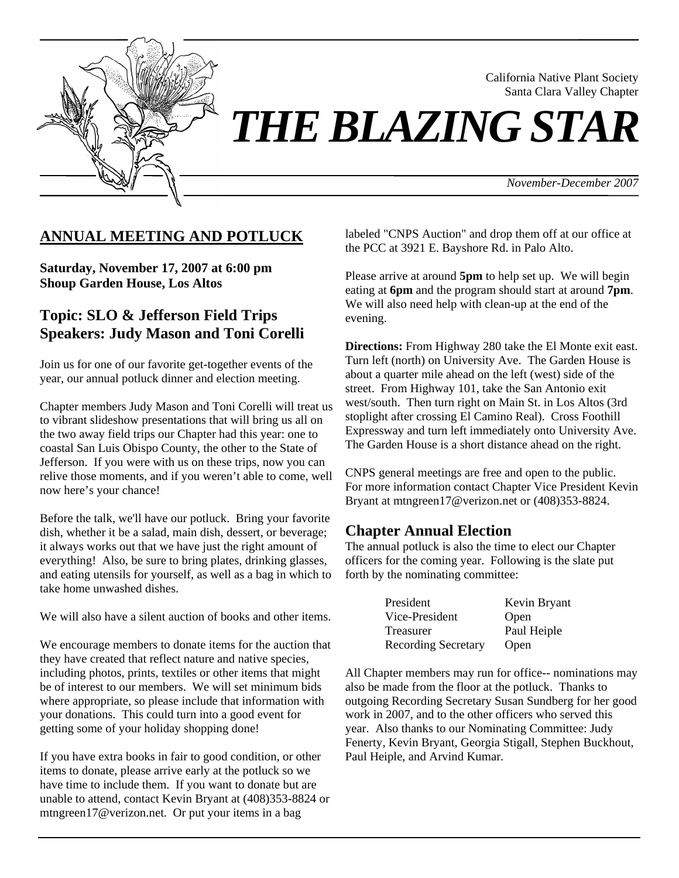California Native Plant Society
Santa Clara Valley Chapter

# THE BLAZING STAR

*November-December 2007*

## ANNUAL MEETING AND POTLUCK

**Saturday, November 17, 2007 at 6:00 pm**
**Shoup Garden House, Los Altos**

### Topic: SLO & Jefferson Field Trips
### Speakers: Judy Mason and Toni Corelli

Join us for one of our favorite get-together events of the year, our annual potluck dinner and election meeting.

Chapter members Judy Mason and Toni Corelli will treat us to vibrant slideshow presentations that will bring us all on the two away field trips our Chapter had this year: one to coastal San Luis Obispo County, the other to the State of Jefferson. If you were with us on these trips, now you can relive those moments, and if you weren't able to come, well now here's your chance!

Before the talk, we'll have our potluck. Bring your favorite dish, whether it be a salad, main dish, dessert, or beverage; it always works out that we have just the right amount of everything! Also, be sure to bring plates, drinking glasses, and eating utensils for yourself, as well as a bag in which to take home unwashed dishes.

We will also have a silent auction of books and other items.

We encourage members to donate items for the auction that they have created that reflect nature and native species, including photos, prints, textiles or other items that might be of interest to our members. We will set minimum bids where appropriate, so please include that information with your donations. This could turn into a good event for getting some of your holiday shopping done!

If you have extra books in fair to good condition, or other items to donate, please arrive early at the potluck so we have time to include them. If you want to donate but are unable to attend, contact Kevin Bryant at (408)353-8824 or mtngreen17@verizon.net. Or put your items in a bag labeled "CNPS Auction" and drop them off at our office at the PCC at 3921 E. Bayshore Rd. in Palo Alto.

Please arrive at around **5pm** to help set up. We will begin eating at **6pm** and the program should start at around **7pm**. We will also need help with clean-up at the end of the evening.

**Directions:** From Highway 280 take the El Monte exit east. Turn left (north) on University Ave. The Garden House is about a quarter mile ahead on the left (west) side of the street. From Highway 101, take the San Antonio exit west/south. Then turn right on Main St. in Los Altos (3rd stoplight after crossing El Camino Real). Cross Foothill Expressway and turn left immediately onto University Ave. The Garden House is a short distance ahead on the right.

CNPS general meetings are free and open to the public. For more information contact Chapter Vice President Kevin Bryant at mtngreen17@verizon.net or (408)353-8824.

### Chapter Annual Election

The annual potluck is also the time to elect our Chapter officers for the coming year. Following is the slate put forth by the nominating committee:

| | |
|---|---|
| President | Kevin Bryant |
| Vice-President | Open |
| Treasurer | Paul Heiple |
| Recording Secretary | Open |

All Chapter members may run for office-- nominations may also be made from the floor at the potluck. Thanks to outgoing Recording Secretary Susan Sundberg for her good work in 2007, and to the other officers who served this year. Also thanks to our Nominating Committee: Judy Fenerty, Kevin Bryant, Georgia Stigall, Stephen Buckhout, Paul Heiple, and Arvind Kumar.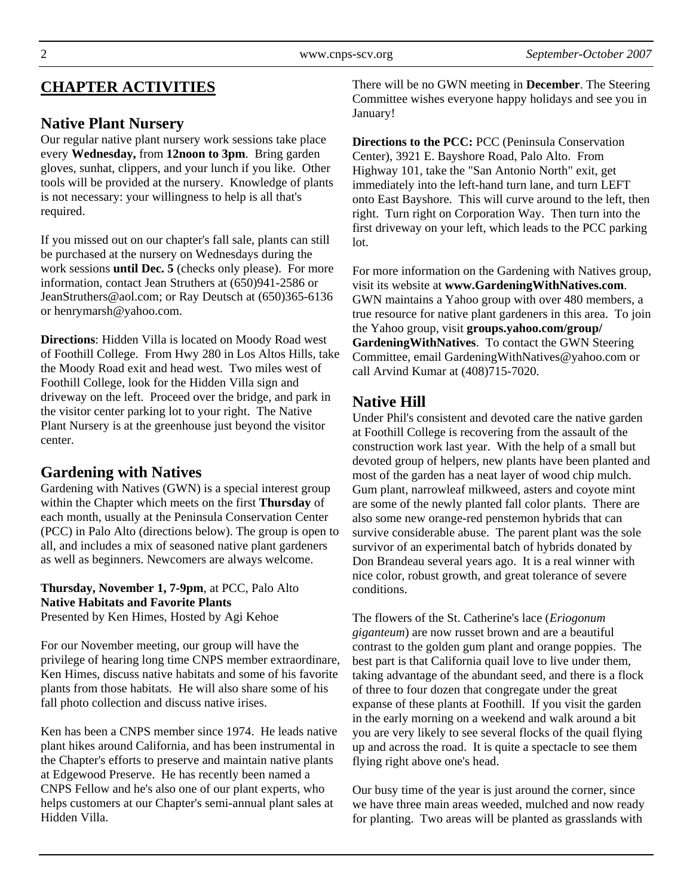## CHAPTER ACTIVITIES

### Native Plant Nursery

Our regular native plant nursery work sessions take place every **Wednesday,** from **12noon to 3pm**. Bring garden gloves, sunhat, clippers, and your lunch if you like. Other tools will be provided at the nursery. Knowledge of plants is not necessary: your willingness to help is all that's required.

If you missed out on our chapter's fall sale, plants can still be purchased at the nursery on Wednesdays during the work sessions **until Dec. 5** (checks only please). For more information, contact Jean Struthers at (650)941-2586 or JeanStruthers@aol.com; or Ray Deutsch at (650)365-6136 or henrymarsh@yahoo.com.

**Directions**: Hidden Villa is located on Moody Road west of Foothill College. From Hwy 280 in Los Altos Hills, take the Moody Road exit and head west. Two miles west of Foothill College, look for the Hidden Villa sign and driveway on the left. Proceed over the bridge, and park in the visitor center parking lot to your right. The Native Plant Nursery is at the greenhouse just beyond the visitor center.

### Gardening with Natives

Gardening with Natives (GWN) is a special interest group within the Chapter which meets on the first **Thursday** of each month, usually at the Peninsula Conservation Center (PCC) in Palo Alto (directions below). The group is open to all, and includes a mix of seasoned native plant gardeners as well as beginners. Newcomers are always welcome.

**Thursday, November 1, 7-9pm**, at PCC, Palo Alto
**Native Habitats and Favorite Plants**
Presented by Ken Himes, Hosted by Agi Kehoe

For our November meeting, our group will have the privilege of hearing long time CNPS member extraordinare, Ken Himes, discuss native habitats and some of his favorite plants from those habitats. He will also share some of his fall photo collection and discuss native irises.

Ken has been a CNPS member since 1974. He leads native plant hikes around California, and has been instrumental in the Chapter's efforts to preserve and maintain native plants at Edgewood Preserve. He has recently been named a CNPS Fellow and he's also one of our plant experts, who helps customers at our Chapter's semi-annual plant sales at Hidden Villa.

There will be no GWN meeting in **December**. The Steering Committee wishes everyone happy holidays and see you in January!

**Directions to the PCC:** PCC (Peninsula Conservation Center), 3921 E. Bayshore Road, Palo Alto. From Highway 101, take the "San Antonio North" exit, get immediately into the left-hand turn lane, and turn LEFT onto East Bayshore. This will curve around to the left, then right. Turn right on Corporation Way. Then turn into the first driveway on your left, which leads to the PCC parking lot.

For more information on the Gardening with Natives group, visit its website at **www.GardeningWithNatives.com**. GWN maintains a Yahoo group with over 480 members, a true resource for native plant gardeners in this area. To join the Yahoo group, visit **groups.yahoo.com/group/GardeningWithNatives**. To contact the GWN Steering Committee, email GardeningWithNatives@yahoo.com or call Arvind Kumar at (408)715-7020.

### Native Hill

Under Phil's consistent and devoted care the native garden at Foothill College is recovering from the assault of the construction work last year. With the help of a small but devoted group of helpers, new plants have been planted and most of the garden has a neat layer of wood chip mulch. Gum plant, narrowleaf milkweed, asters and coyote mint are some of the newly planted fall color plants. There are also some new orange-red penstemon hybrids that can survive considerable abuse. The parent plant was the sole survivor of an experimental batch of hybrids donated by Don Brandeau several years ago. It is a real winner with nice color, robust growth, and great tolerance of severe conditions.

The flowers of the St. Catherine's lace (*Eriogonum giganteum*) are now russet brown and are a beautiful contrast to the golden gum plant and orange poppies. The best part is that California quail love to live under them, taking advantage of the abundant seed, and there is a flock of three to four dozen that congregate under the great expanse of these plants at Foothill. If you visit the garden in the early morning on a weekend and walk around a bit you are very likely to see several flocks of the quail flying up and across the road. It is quite a spectacle to see them flying right above one's head.

Our busy time of the year is just around the corner, since we have three main areas weeded, mulched and now ready for planting. Two areas will be planted as grasslands with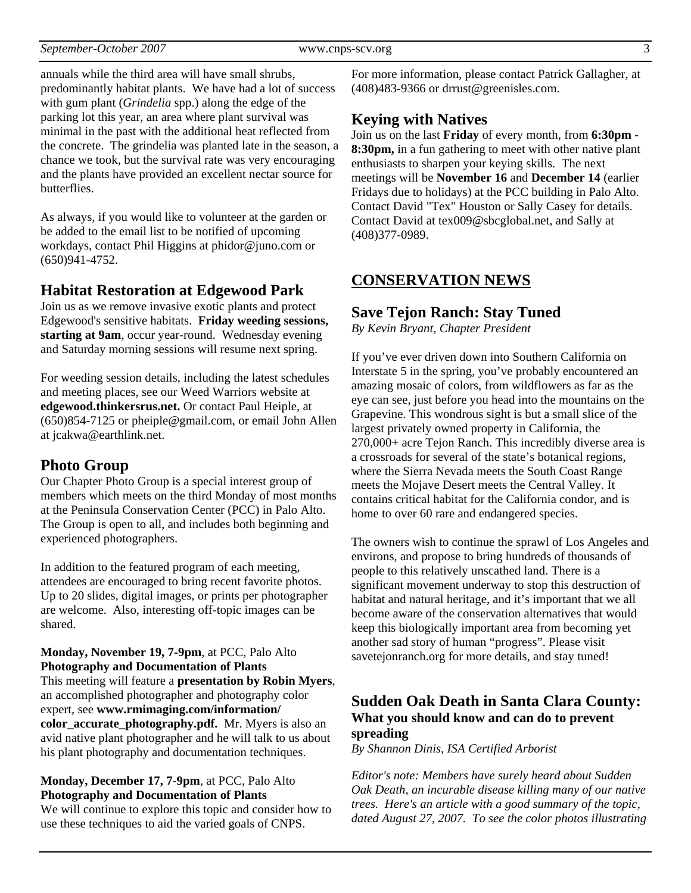annuals while the third area will have small shrubs, predominantly habitat plants. We have had a lot of success with gum plant (*Grindelia* spp.) along the edge of the parking lot this year, an area where plant survival was minimal in the past with the additional heat reflected from the concrete. The grindelia was planted late in the season, a chance we took, but the survival rate was very encouraging and the plants have provided an excellent nectar source for butterflies.

As always, if you would like to volunteer at the garden or be added to the email list to be notified of upcoming workdays, contact Phil Higgins at phidor@juno.com or (650)941-4752.

## Habitat Restoration at Edgewood Park

Join us as we remove invasive exotic plants and protect Edgewood's sensitive habitats. **Friday weeding sessions, starting at 9am**, occur year-round. Wednesday evening and Saturday morning sessions will resume next spring.

For weeding session details, including the latest schedules and meeting places, see our Weed Warriors website at **edgewood.thinkersrus.net.** Or contact Paul Heiple, at (650)854-7125 or pheiple@gmail.com, or email John Allen at jcakwa@earthlink.net.

## Photo Group

Our Chapter Photo Group is a special interest group of members which meets on the third Monday of most months at the Peninsula Conservation Center (PCC) in Palo Alto. The Group is open to all, and includes both beginning and experienced photographers.

In addition to the featured program of each meeting, attendees are encouraged to bring recent favorite photos. Up to 20 slides, digital images, or prints per photographer are welcome. Also, interesting off-topic images can be shared.

**Monday, November 19, 7-9pm**, at PCC, Palo Alto
**Photography and Documentation of Plants**
This meeting will feature a **presentation by Robin Myers**, an accomplished photographer and photography color expert, see **www.rmimaging.com/information/color_accurate_photography.pdf.** Mr. Myers is also an avid native plant photographer and he will talk to us about his plant photography and documentation techniques.

**Monday, December 17, 7-9pm**, at PCC, Palo Alto
**Photography and Documentation of Plants**
We will continue to explore this topic and consider how to use these techniques to aid the varied goals of CNPS.

For more information, please contact Patrick Gallagher, at (408)483-9366 or drrust@greenisles.com.

## Keying with Natives

Join us on the last **Friday** of every month, from **6:30pm - 8:30pm,** in a fun gathering to meet with other native plant enthusiasts to sharpen your keying skills. The next meetings will be **November 16** and **December 14** (earlier Fridays due to holidays) at the PCC building in Palo Alto. Contact David "Tex" Houston or Sally Casey for details. Contact David at tex009@sbcglobal.net, and Sally at (408)377-0989.

# CONSERVATION NEWS

## Save Tejon Ranch: Stay Tuned

*By Kevin Bryant, Chapter President*

If you've ever driven down into Southern California on Interstate 5 in the spring, you've probably encountered an amazing mosaic of colors, from wildflowers as far as the eye can see, just before you head into the mountains on the Grapevine. This wondrous sight is but a small slice of the largest privately owned property in California, the 270,000+ acre Tejon Ranch. This incredibly diverse area is a crossroads for several of the state's botanical regions, where the Sierra Nevada meets the South Coast Range meets the Mojave Desert meets the Central Valley. It contains critical habitat for the California condor, and is home to over 60 rare and endangered species.

The owners wish to continue the sprawl of Los Angeles and environs, and propose to bring hundreds of thousands of people to this relatively unscathed land. There is a significant movement underway to stop this destruction of habitat and natural heritage, and it's important that we all become aware of the conservation alternatives that would keep this biologically important area from becoming yet another sad story of human "progress". Please visit savetejonranch.org for more details, and stay tuned!

## Sudden Oak Death in Santa Clara County:
### What you should know and can do to prevent spreading

*By Shannon Dinis, ISA Certified Arborist*

*Editor's note: Members have surely heard about Sudden Oak Death, an incurable disease killing many of our native trees. Here's an article with a good summary of the topic, dated August 27, 2007. To see the color photos illustrating*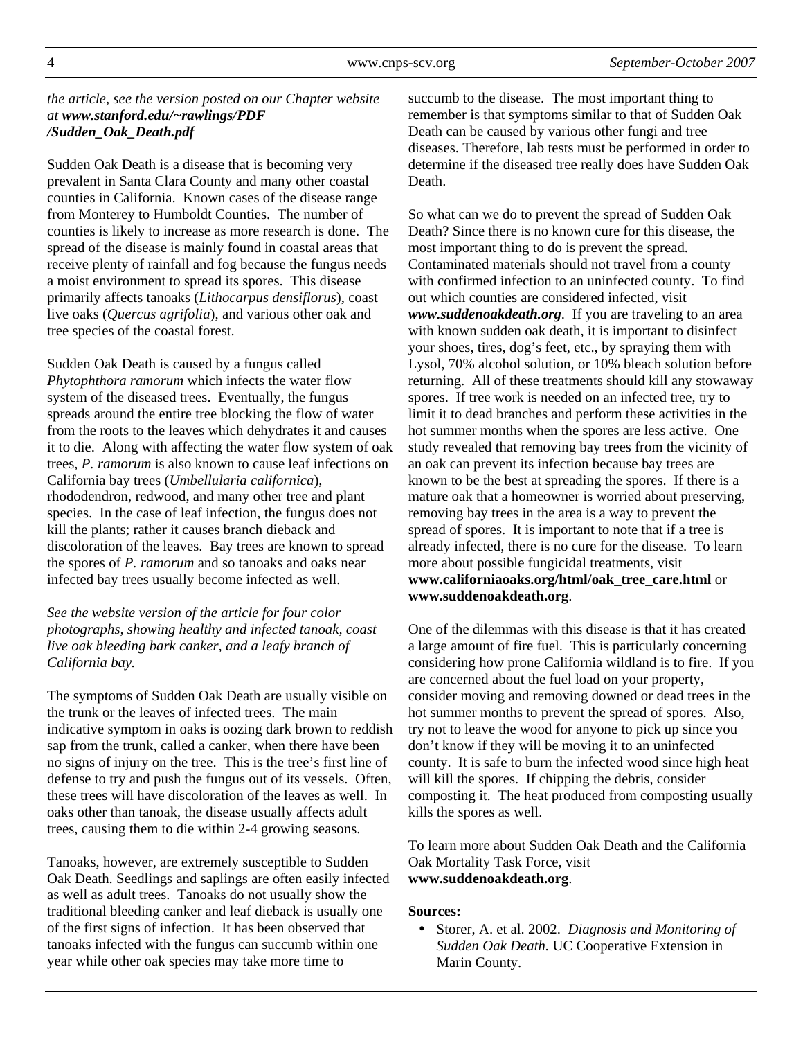*the article, see the version posted on our Chapter website at **www.stanford.edu/~rawlings/PDF/Sudden_Oak_Death.pdf***

Sudden Oak Death is a disease that is becoming very prevalent in Santa Clara County and many other coastal counties in California. Known cases of the disease range from Monterey to Humboldt Counties. The number of counties is likely to increase as more research is done. The spread of the disease is mainly found in coastal areas that receive plenty of rainfall and fog because the fungus needs a moist environment to spread its spores. This disease primarily affects tanoaks (*Lithocarpus densiflorus*), coast live oaks (*Quercus agrifolia*), and various other oak and tree species of the coastal forest.

Sudden Oak Death is caused by a fungus called *Phytophthora ramorum* which infects the water flow system of the diseased trees. Eventually, the fungus spreads around the entire tree blocking the flow of water from the roots to the leaves which dehydrates it and causes it to die. Along with affecting the water flow system of oak trees, *P. ramorum* is also known to cause leaf infections on California bay trees (*Umbellularia californica*), rhododendron, redwood, and many other tree and plant species. In the case of leaf infection, the fungus does not kill the plants; rather it causes branch dieback and discoloration of the leaves. Bay trees are known to spread the spores of *P. ramorum* and so tanoaks and oaks near infected bay trees usually become infected as well.

*See the website version of the article for four color photographs, showing healthy and infected tanoak, coast live oak bleeding bark canker, and a leafy branch of California bay.*

The symptoms of Sudden Oak Death are usually visible on the trunk or the leaves of infected trees. The main indicative symptom in oaks is oozing dark brown to reddish sap from the trunk, called a canker, when there have been no signs of injury on the tree. This is the tree's first line of defense to try and push the fungus out of its vessels. Often, these trees will have discoloration of the leaves as well. In oaks other than tanoak, the disease usually affects adult trees, causing them to die within 2-4 growing seasons.

Tanoaks, however, are extremely susceptible to Sudden Oak Death. Seedlings and saplings are often easily infected as well as adult trees. Tanoaks do not usually show the traditional bleeding canker and leaf dieback is usually one of the first signs of infection. It has been observed that tanoaks infected with the fungus can succumb within one year while other oak species may take more time to succumb to the disease. The most important thing to remember is that symptoms similar to that of Sudden Oak Death can be caused by various other fungi and tree diseases. Therefore, lab tests must be performed in order to determine if the diseased tree really does have Sudden Oak Death.

So what can we do to prevent the spread of Sudden Oak Death? Since there is no known cure for this disease, the most important thing to do is prevent the spread. Contaminated materials should not travel from a county with confirmed infection to an uninfected county. To find out which counties are considered infected, visit ***www.suddenoakdeath.org***. If you are traveling to an area with known sudden oak death, it is important to disinfect your shoes, tires, dog's feet, etc., by spraying them with Lysol, 70% alcohol solution, or 10% bleach solution before returning. All of these treatments should kill any stowaway spores. If tree work is needed on an infected tree, try to limit it to dead branches and perform these activities in the hot summer months when the spores are less active. One study revealed that removing bay trees from the vicinity of an oak can prevent its infection because bay trees are known to be the best at spreading the spores. If there is a mature oak that a homeowner is worried about preserving, removing bay trees in the area is a way to prevent the spread of spores. It is important to note that if a tree is already infected, there is no cure for the disease. To learn more about possible fungicidal treatments, visit **www.californiaoaks.org/html/oak_tree_care.html** or **www.suddenoakdeath.org**.

One of the dilemmas with this disease is that it has created a large amount of fire fuel. This is particularly concerning considering how prone California wildland is to fire. If you are concerned about the fuel load on your property, consider moving and removing downed or dead trees in the hot summer months to prevent the spread of spores. Also, try not to leave the wood for anyone to pick up since you don't know if they will be moving it to an uninfected county. It is safe to burn the infected wood since high heat will kill the spores. If chipping the debris, consider composting it. The heat produced from composting usually kills the spores as well.

To learn more about Sudden Oak Death and the California Oak Mortality Task Force, visit **www.suddenoakdeath.org**.

**Sources:**

- Storer, A. et al. 2002. *Diagnosis and Monitoring of Sudden Oak Death.* UC Cooperative Extension in Marin County.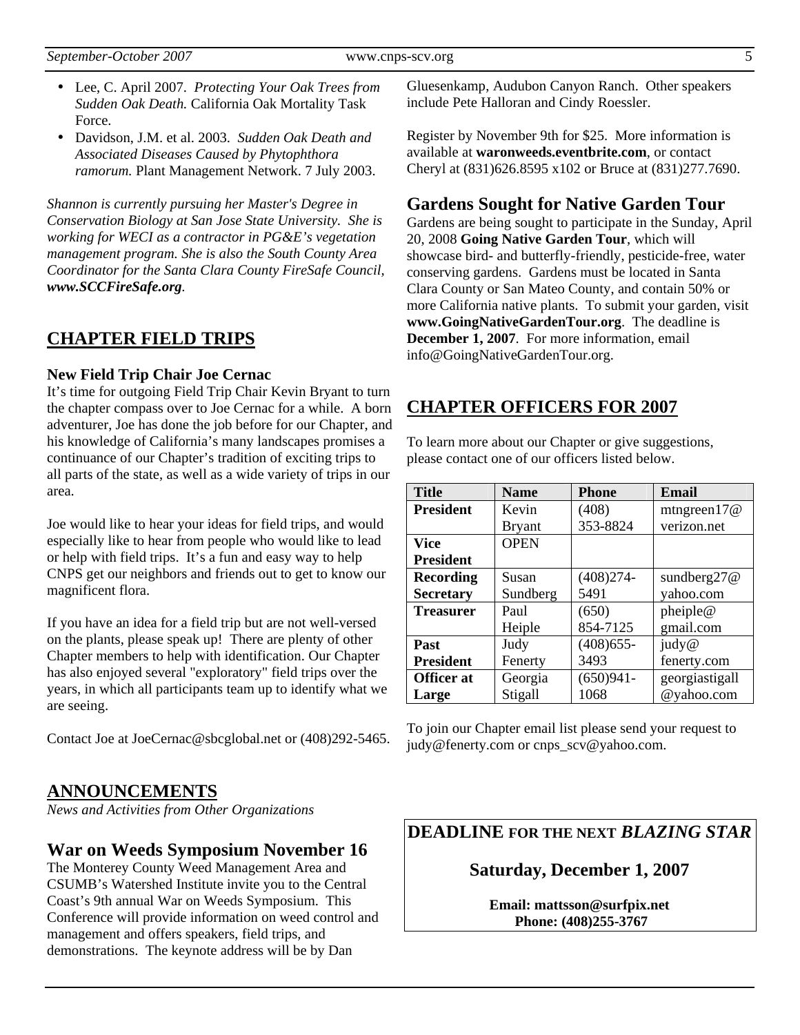- Lee, C. April 2007. *Protecting Your Oak Trees from Sudden Oak Death.* California Oak Mortality Task Force.
- Davidson, J.M. et al. 2003. *Sudden Oak Death and Associated Diseases Caused by Phytophthora ramorum.* Plant Management Network. 7 July 2003.

*Shannon is currently pursuing her Master's Degree in Conservation Biology at San Jose State University. She is working for WECI as a contractor in PG&E's vegetation management program. She is also the South County Area Coordinator for the Santa Clara County FireSafe Council, **www.SCCFireSafe.org**.*

## CHAPTER FIELD TRIPS

### New Field Trip Chair Joe Cernac

It's time for outgoing Field Trip Chair Kevin Bryant to turn the chapter compass over to Joe Cernac for a while. A born adventurer, Joe has done the job before for our Chapter, and his knowledge of California's many landscapes promises a continuance of our Chapter's tradition of exciting trips to all parts of the state, as well as a wide variety of trips in our area.

Joe would like to hear your ideas for field trips, and would especially like to hear from people who would like to lead or help with field trips. It's a fun and easy way to help CNPS get our neighbors and friends out to get to know our magnificent flora.

If you have an idea for a field trip but are not well-versed on the plants, please speak up! There are plenty of other Chapter members to help with identification. Our Chapter has also enjoyed several "exploratory" field trips over the years, in which all participants team up to identify what we are seeing.

Contact Joe at JoeCernac@sbcglobal.net or (408)292-5465.

## ANNOUNCEMENTS

*News and Activities from Other Organizations*

### War on Weeds Symposium November 16

The Monterey County Weed Management Area and CSUMB's Watershed Institute invite you to the Central Coast's 9th annual War on Weeds Symposium. This Conference will provide information on weed control and management and offers speakers, field trips, and demonstrations. The keynote address will be by Dan Gluesenkamp, Audubon Canyon Ranch. Other speakers include Pete Halloran and Cindy Roessler.

Register by November 9th for $25. More information is available at **waronweeds.eventbrite.com**, or contact Cheryl at (831)626.8595 x102 or Bruce at (831)277.7690.

### Gardens Sought for Native Garden Tour

Gardens are being sought to participate in the Sunday, April 20, 2008 **Going Native Garden Tour**, which will showcase bird- and butterfly-friendly, pesticide-free, water conserving gardens. Gardens must be located in Santa Clara County or San Mateo County, and contain 50% or more California native plants. To submit your garden, visit **www.GoingNativeGardenTour.org**. The deadline is **December 1, 2007**. For more information, email info@GoingNativeGardenTour.org.

## CHAPTER OFFICERS FOR 2007

To learn more about our Chapter or give suggestions, please contact one of our officers listed below.

| Title | Name | Phone | Email |
|---|---|---|---|
| **President** | Kevin Bryant | (408) 353-8824 | mtngreen17@verizon.net |
| **Vice President** | OPEN | | |
| **Recording Secretary** | Susan Sundberg | (408)274-5491 | sundberg27@yahoo.com |
| **Treasurer** | Paul Heiple | (650) 854-7125 | pheiple@gmail.com |
| **Past President** | Judy Fenerty | (408)655-3493 | judy@fenerty.com |
| **Officer at Large** | Georgia Stigall | (650)941-1068 | georgiastigall@yahoo.com |

To join our Chapter email list please send your request to judy@fenerty.com or cnps_scv@yahoo.com.

**DEADLINE FOR THE NEXT *BLAZING STAR***

**Saturday, December 1, 2007**

**Email: mattsson@surfpix.net**
**Phone: (408)255-3767**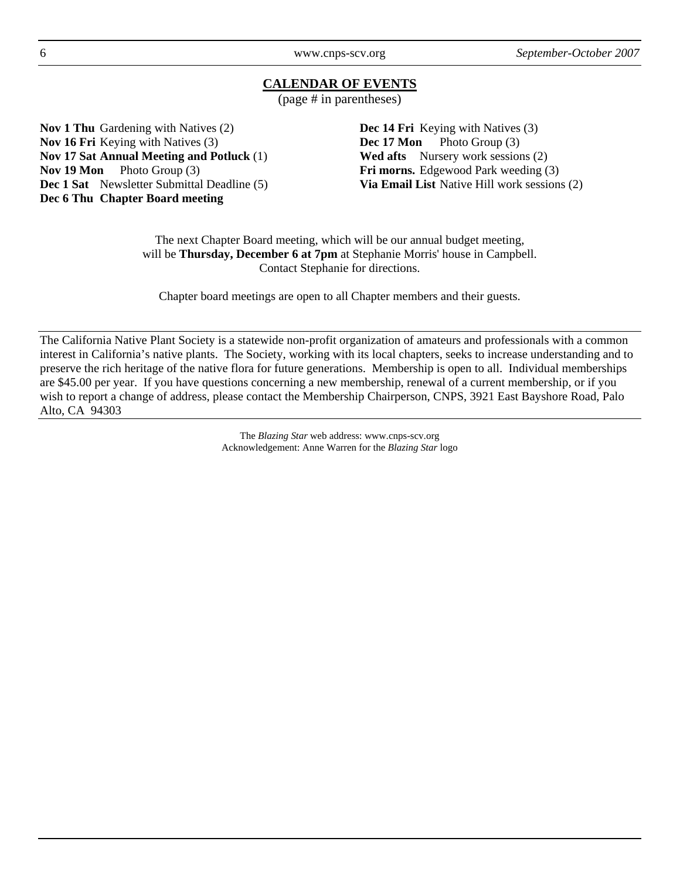## CALENDAR OF EVENTS

(page # in parentheses)

**Nov 1 Thu** Gardening with Natives (2)
**Nov 16 Fri** Keying with Natives (3)
**Nov 17 Sat Annual Meeting and Potluck** (1)
**Nov 19 Mon** Photo Group (3)
**Dec 1 Sat** Newsletter Submittal Deadline (5)
**Dec 6 Thu Chapter Board meeting**
**Dec 14 Fri** Keying with Natives (3)
**Dec 17 Mon** Photo Group (3)
**Wed afts** Nursery work sessions (2)
**Fri morns.** Edgewood Park weeding (3)
**Via Email List** Native Hill work sessions (2)

The next Chapter Board meeting, which will be our annual budget meeting, will be **Thursday, December 6 at 7pm** at Stephanie Morris' house in Campbell. Contact Stephanie for directions.

Chapter board meetings are open to all Chapter members and their guests.

---

The California Native Plant Society is a statewide non-profit organization of amateurs and professionals with a common interest in California's native plants. The Society, working with its local chapters, seeks to increase understanding and to preserve the rich heritage of the native flora for future generations. Membership is open to all. Individual memberships are $45.00 per year. If you have questions concerning a new membership, renewal of a current membership, or if you wish to report a change of address, please contact the Membership Chairperson, CNPS, 3921 East Bayshore Road, Palo Alto, CA 94303

---

The *Blazing Star* web address: www.cnps-scv.org
Acknowledgement: Anne Warren for the *Blazing Star* logo